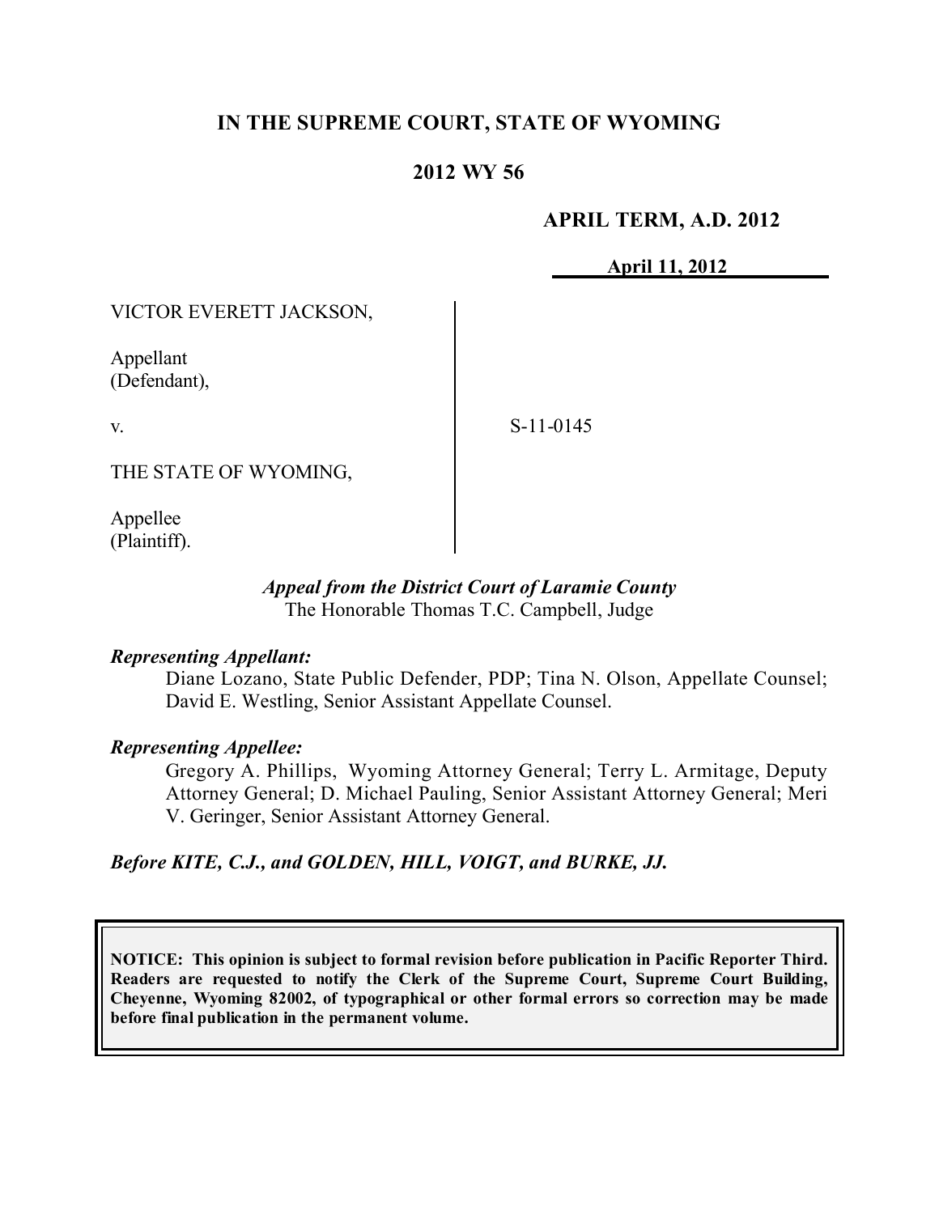# IN THE SUPREME COURT, STATE OF WYOMING

## 2012 WY 56

**APRIL TERM, A.D. 2012**

**April 11, 2012**

VICTOR EVERETT JACKSON,

Appellant
(Defendant),

v.

THE STATE OF WYOMING,

Appellee
(Plaintiff).

S-11-0145

*Appeal from the District Court of Laramie County*
The Honorable Thomas T.C. Campbell, Judge

***Representing Appellant:***

Diane Lozano, State Public Defender, PDP; Tina N. Olson, Appellate Counsel; David E. Westling, Senior Assistant Appellate Counsel.

***Representing Appellee:***

Gregory A. Phillips, Wyoming Attorney General; Terry L. Armitage, Deputy Attorney General; D. Michael Pauling, Senior Assistant Attorney General; Meri V. Geringer, Senior Assistant Attorney General.

***Before KITE, C.J., and GOLDEN, HILL, VOIGT, and BURKE, JJ.***

**NOTICE: This opinion is subject to formal revision before publication in Pacific Reporter Third. Readers are requested to notify the Clerk of the Supreme Court, Supreme Court Building, Cheyenne, Wyoming 82002, of typographical or other formal errors so correction may be made before final publication in the permanent volume.**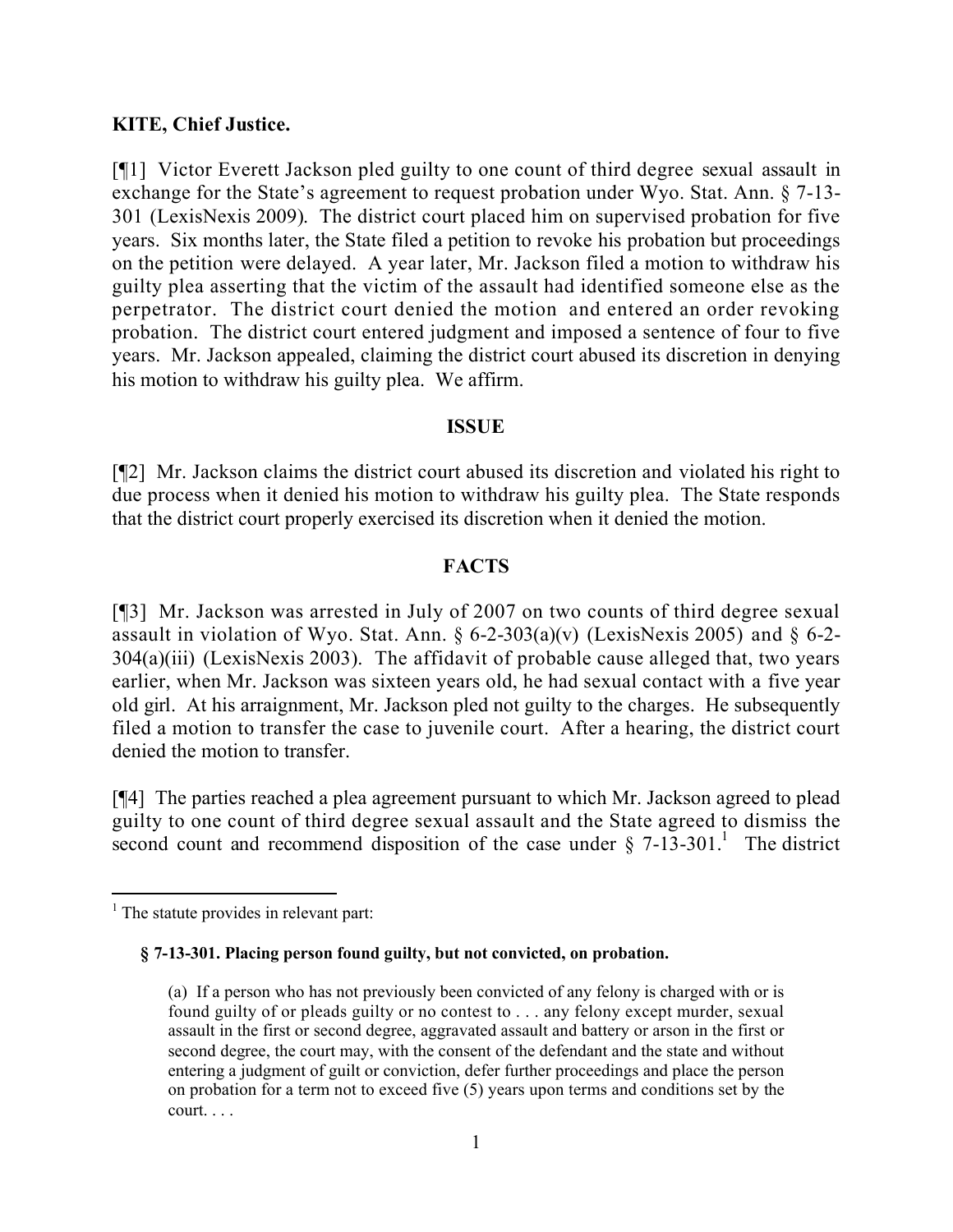**KITE, Chief Justice.**

[¶1] Victor Everett Jackson pled guilty to one count of third degree sexual assault in exchange for the State's agreement to request probation under Wyo. Stat. Ann. § 7-13-301 (LexisNexis 2009). The district court placed him on supervised probation for five years. Six months later, the State filed a petition to revoke his probation but proceedings on the petition were delayed. A year later, Mr. Jackson filed a motion to withdraw his guilty plea asserting that the victim of the assault had identified someone else as the perpetrator. The district court denied the motion and entered an order revoking probation. The district court entered judgment and imposed a sentence of four to five years. Mr. Jackson appealed, claiming the district court abused its discretion in denying his motion to withdraw his guilty plea. We affirm.

## ISSUE

[¶2] Mr. Jackson claims the district court abused its discretion and violated his right to due process when it denied his motion to withdraw his guilty plea. The State responds that the district court properly exercised its discretion when it denied the motion.

## FACTS

[¶3] Mr. Jackson was arrested in July of 2007 on two counts of third degree sexual assault in violation of Wyo. Stat. Ann. § 6-2-303(a)(v) (LexisNexis 2005) and § 6-2-304(a)(iii) (LexisNexis 2003). The affidavit of probable cause alleged that, two years earlier, when Mr. Jackson was sixteen years old, he had sexual contact with a five year old girl. At his arraignment, Mr. Jackson pled not guilty to the charges. He subsequently filed a motion to transfer the case to juvenile court. After a hearing, the district court denied the motion to transfer.

[¶4] The parties reached a plea agreement pursuant to which Mr. Jackson agreed to plead guilty to one count of third degree sexual assault and the State agreed to dismiss the second count and recommend disposition of the case under § 7-13-301.[1] The district

---

[1] The statute provides in relevant part:

> **§ 7-13-301. Placing person found guilty, but not convicted, on probation.**
>
> (a) If a person who has not previously been convicted of any felony is charged with or is found guilty of or pleads guilty or no contest to . . . any felony except murder, sexual assault in the first or second degree, aggravated assault and battery or arson in the first or second degree, the court may, with the consent of the defendant and the state and without entering a judgment of guilt or conviction, defer further proceedings and place the person on probation for a term not to exceed five (5) years upon terms and conditions set by the court. . . .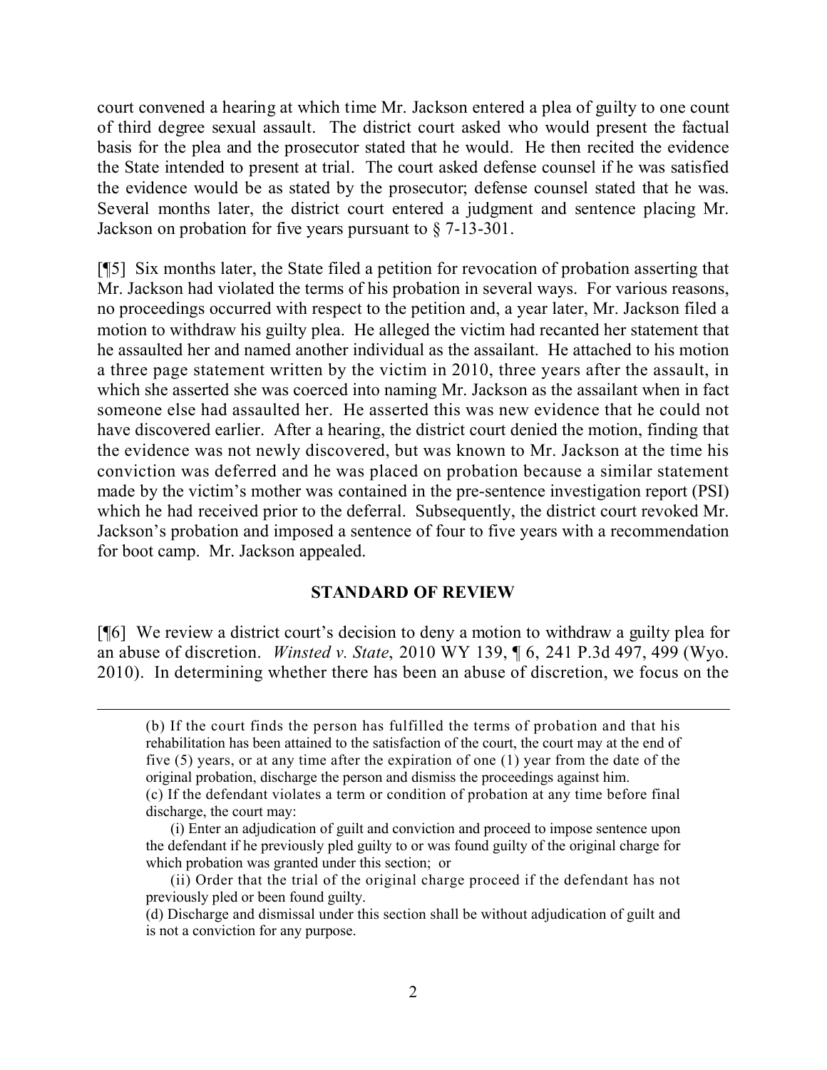court convened a hearing at which time Mr. Jackson entered a plea of guilty to one count of third degree sexual assault. The district court asked who would present the factual basis for the plea and the prosecutor stated that he would. He then recited the evidence the State intended to present at trial. The court asked defense counsel if he was satisfied the evidence would be as stated by the prosecutor; defense counsel stated that he was. Several months later, the district court entered a judgment and sentence placing Mr. Jackson on probation for five years pursuant to § 7-13-301.

[¶5] Six months later, the State filed a petition for revocation of probation asserting that Mr. Jackson had violated the terms of his probation in several ways. For various reasons, no proceedings occurred with respect to the petition and, a year later, Mr. Jackson filed a motion to withdraw his guilty plea. He alleged the victim had recanted her statement that he assaulted her and named another individual as the assailant. He attached to his motion a three page statement written by the victim in 2010, three years after the assault, in which she asserted she was coerced into naming Mr. Jackson as the assailant when in fact someone else had assaulted her. He asserted this was new evidence that he could not have discovered earlier. After a hearing, the district court denied the motion, finding that the evidence was not newly discovered, but was known to Mr. Jackson at the time his conviction was deferred and he was placed on probation because a similar statement made by the victim's mother was contained in the pre-sentence investigation report (PSI) which he had received prior to the deferral. Subsequently, the district court revoked Mr. Jackson's probation and imposed a sentence of four to five years with a recommendation for boot camp. Mr. Jackson appealed.

## STANDARD OF REVIEW

[¶6] We review a district court's decision to deny a motion to withdraw a guilty plea for an abuse of discretion. *Winsted v. State*, 2010 WY 139, ¶ 6, 241 P.3d 497, 499 (Wyo. 2010). In determining whether there has been an abuse of discretion, we focus on the

---

(b) If the court finds the person has fulfilled the terms of probation and that his rehabilitation has been attained to the satisfaction of the court, the court may at the end of five (5) years, or at any time after the expiration of one (1) year from the date of the original probation, discharge the person and dismiss the proceedings against him.

(c) If the defendant violates a term or condition of probation at any time before final discharge, the court may:

(i) Enter an adjudication of guilt and conviction and proceed to impose sentence upon the defendant if he previously pled guilty to or was found guilty of the original charge for which probation was granted under this section; or

(ii) Order that the trial of the original charge proceed if the defendant has not previously pled or been found guilty.

(d) Discharge and dismissal under this section shall be without adjudication of guilt and is not a conviction for any purpose.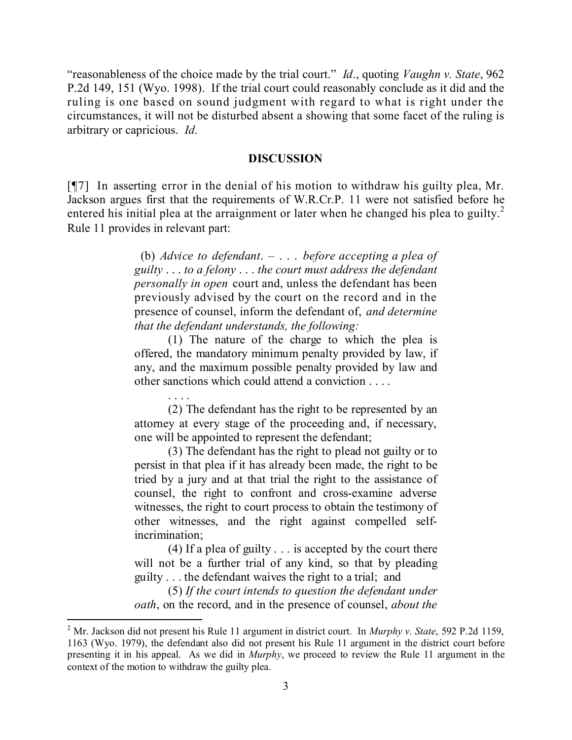"reasonableness of the choice made by the trial court." *Id*., quoting *Vaughn v. State*, 962 P.2d 149, 151 (Wyo. 1998). If the trial court could reasonably conclude as it did and the ruling is one based on sound judgment with regard to what is right under the circumstances, it will not be disturbed absent a showing that some facet of the ruling is arbitrary or capricious. *Id*.

**DISCUSSION**

[¶7] In asserting error in the denial of his motion to withdraw his guilty plea, Mr. Jackson argues first that the requirements of W.R.Cr.P. 11 were not satisfied before he entered his initial plea at the arraignment or later when he changed his plea to guilty.[2] Rule 11 provides in relevant part:

> (b) *Advice to defendant*. – . . . *before accepting a plea of guilty . . . to a felony . . . the court must address the defendant personally in open* court and, unless the defendant has been previously advised by the court on the record and in the presence of counsel, inform the defendant of, *and determine that the defendant understands, the following:*
>
> (1) The nature of the charge to which the plea is offered, the mandatory minimum penalty provided by law, if any, and the maximum possible penalty provided by law and other sanctions which could attend a conviction . . . .
>
> . . . .
>
> (2) The defendant has the right to be represented by an attorney at every stage of the proceeding and, if necessary, one will be appointed to represent the defendant;
>
> (3) The defendant has the right to plead not guilty or to persist in that plea if it has already been made, the right to be tried by a jury and at that trial the right to the assistance of counsel, the right to confront and cross-examine adverse witnesses, the right to court process to obtain the testimony of other witnesses, and the right against compelled self-incrimination;
>
> (4) If a plea of guilty . . . is accepted by the court there will not be a further trial of any kind, so that by pleading guilty . . . the defendant waives the right to a trial; and
>
> (5) *If the court intends to question the defendant under oath*, on the record, and in the presence of counsel, *about the*

---

[2] Mr. Jackson did not present his Rule 11 argument in district court. In *Murphy v. State*, 592 P.2d 1159, 1163 (Wyo. 1979), the defendant also did not present his Rule 11 argument in the district court before presenting it in his appeal. As we did in *Murphy*, we proceed to review the Rule 11 argument in the context of the motion to withdraw the guilty plea.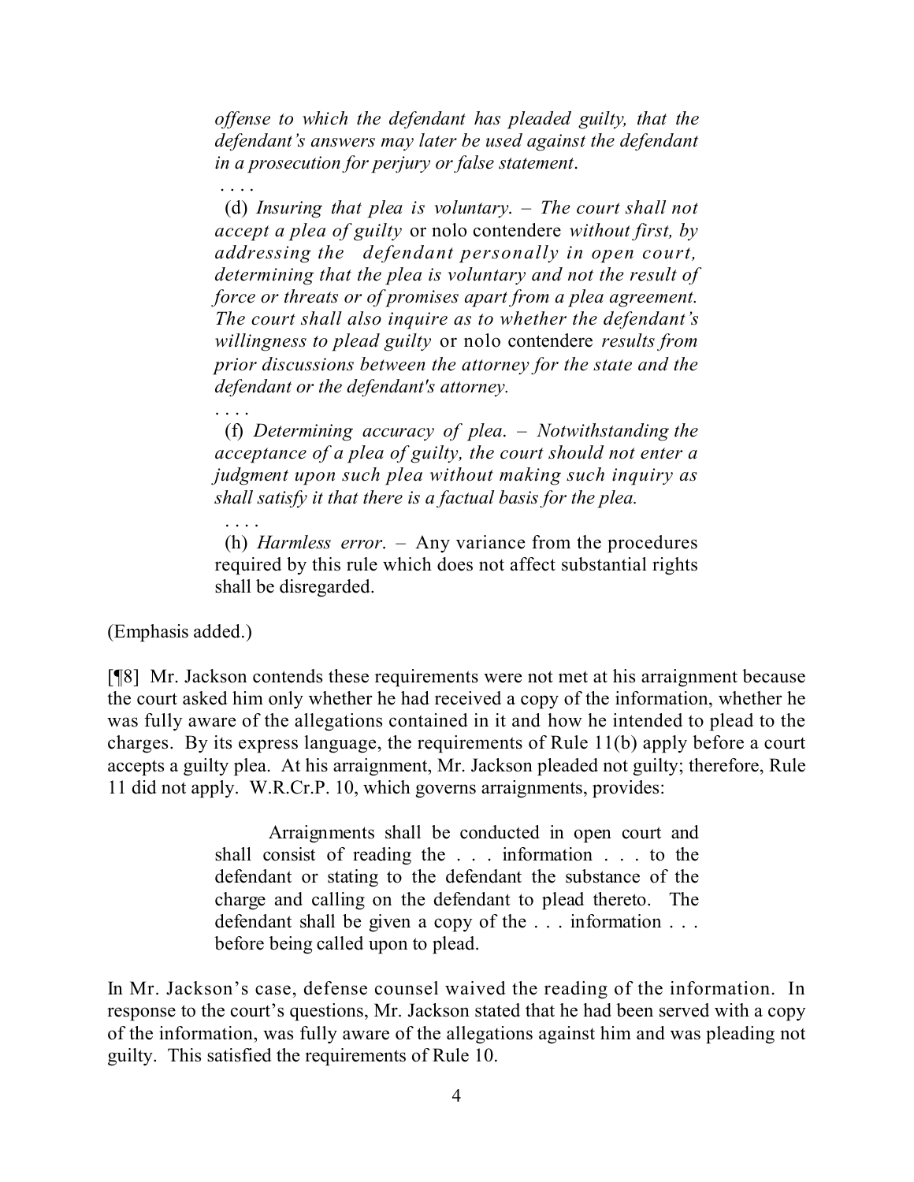> *offense to which the defendant has pleaded guilty, that the defendant's answers may later be used against the defendant in a prosecution for perjury or false statement.*
>
> . . . .
>
> (d) *Insuring that plea is voluntary. – The court shall not accept a plea of guilty* or nolo contendere *without first, by addressing the defendant personally in open court, determining that the plea is voluntary and not the result of force or threats or of promises apart from a plea agreement. The court shall also inquire as to whether the defendant's willingness to plead guilty* or nolo contendere *results from prior discussions between the attorney for the state and the defendant or the defendant's attorney.*
>
> . . . .
>
> (f) *Determining accuracy of plea. – Notwithstanding the acceptance of a plea of guilty, the court should not enter a judgment upon such plea without making such inquiry as shall satisfy it that there is a factual basis for the plea.*
>
> . . . .
>
> (h) *Harmless error.* – Any variance from the procedures required by this rule which does not affect substantial rights shall be disregarded.

(Emphasis added.)

[¶8] Mr. Jackson contends these requirements were not met at his arraignment because the court asked him only whether he had received a copy of the information, whether he was fully aware of the allegations contained in it and how he intended to plead to the charges. By its express language, the requirements of Rule 11(b) apply before a court accepts a guilty plea. At his arraignment, Mr. Jackson pleaded not guilty; therefore, Rule 11 did not apply. W.R.Cr.P. 10, which governs arraignments, provides:

> Arraignments shall be conducted in open court and shall consist of reading the . . . information . . . to the defendant or stating to the defendant the substance of the charge and calling on the defendant to plead thereto. The defendant shall be given a copy of the . . . information . . . before being called upon to plead.

In Mr. Jackson's case, defense counsel waived the reading of the information. In response to the court's questions, Mr. Jackson stated that he had been served with a copy of the information, was fully aware of the allegations against him and was pleading not guilty. This satisfied the requirements of Rule 10.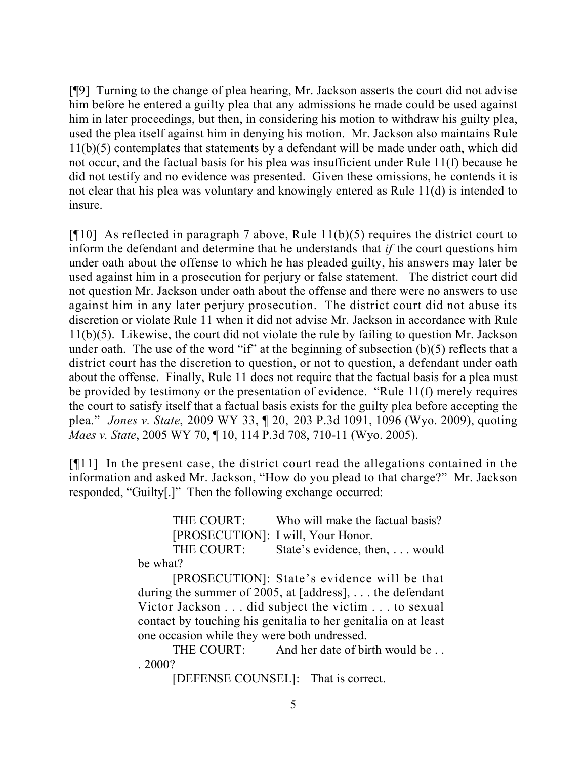[¶9] Turning to the change of plea hearing, Mr. Jackson asserts the court did not advise him before he entered a guilty plea that any admissions he made could be used against him in later proceedings, but then, in considering his motion to withdraw his guilty plea, used the plea itself against him in denying his motion. Mr. Jackson also maintains Rule 11(b)(5) contemplates that statements by a defendant will be made under oath, which did not occur, and the factual basis for his plea was insufficient under Rule 11(f) because he did not testify and no evidence was presented. Given these omissions, he contends it is not clear that his plea was voluntary and knowingly entered as Rule 11(d) is intended to insure.

[¶10] As reflected in paragraph 7 above, Rule 11(b)(5) requires the district court to inform the defendant and determine that he understands that *if* the court questions him under oath about the offense to which he has pleaded guilty, his answers may later be used against him in a prosecution for perjury or false statement. The district court did not question Mr. Jackson under oath about the offense and there were no answers to use against him in any later perjury prosecution. The district court did not abuse its discretion or violate Rule 11 when it did not advise Mr. Jackson in accordance with Rule 11(b)(5). Likewise, the court did not violate the rule by failing to question Mr. Jackson under oath. The use of the word "if" at the beginning of subsection (b)(5) reflects that a district court has the discretion to question, or not to question, a defendant under oath about the offense. Finally, Rule 11 does not require that the factual basis for a plea must be provided by testimony or the presentation of evidence. "Rule 11(f) merely requires the court to satisfy itself that a factual basis exists for the guilty plea before accepting the plea." *Jones v. State*, 2009 WY 33, ¶ 20, 203 P.3d 1091, 1096 (Wyo. 2009), quoting *Maes v. State*, 2005 WY 70, ¶ 10, 114 P.3d 708, 710-11 (Wyo. 2005).

[¶11] In the present case, the district court read the allegations contained in the information and asked Mr. Jackson, "How do you plead to that charge?" Mr. Jackson responded, "Guilty[.]" Then the following exchange occurred:

> THE COURT: Who will make the factual basis?
>
> [PROSECUTION]: I will, Your Honor.
>
> THE COURT: State's evidence, then, . . . would be what?
>
> [PROSECUTION]: State's evidence will be that during the summer of 2005, at [address], . . . the defendant Victor Jackson . . . did subject the victim . . . to sexual contact by touching his genitalia to her genitalia on at least one occasion while they were both undressed.
>
> THE COURT: And her date of birth would be . . . 2000?
>
> [DEFENSE COUNSEL]: That is correct.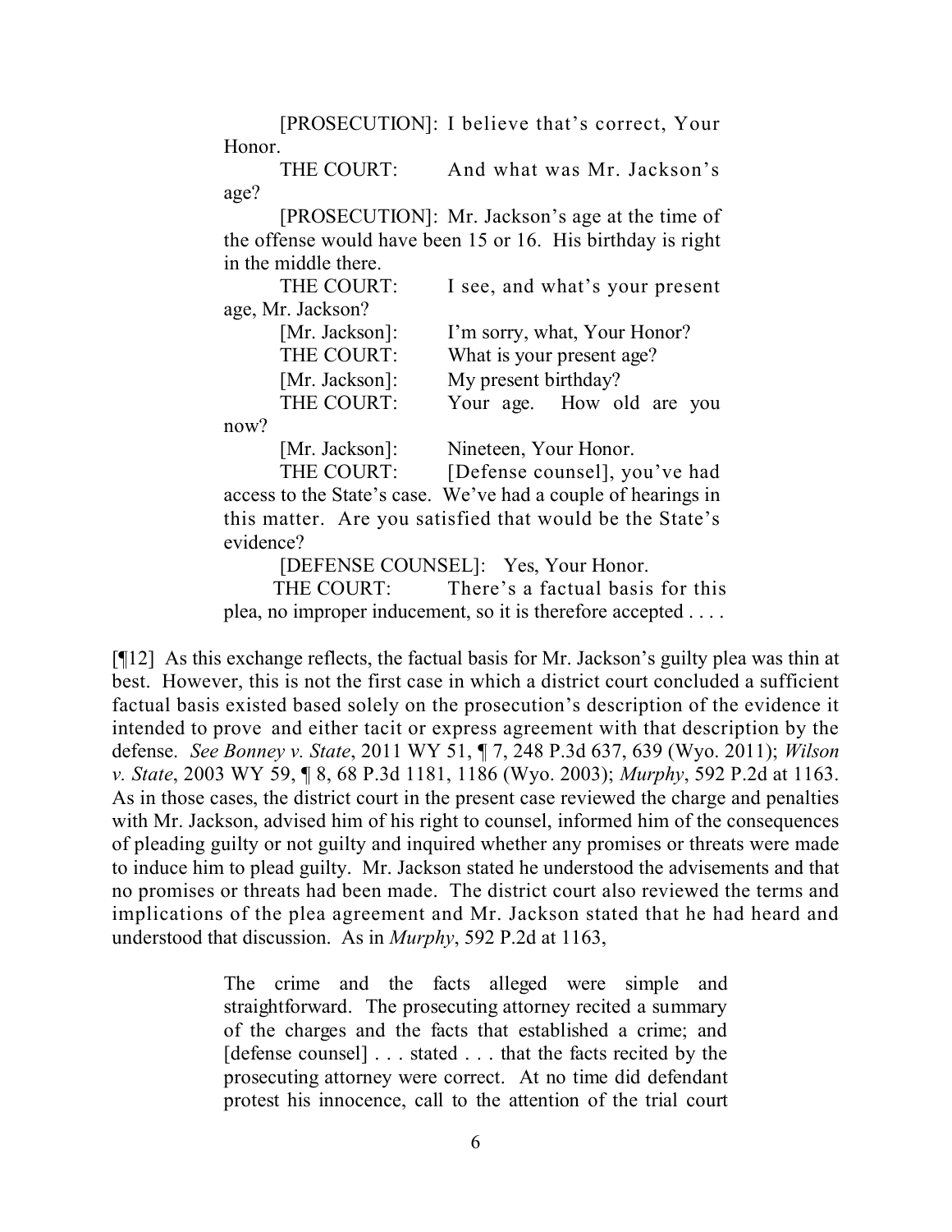[PROSECUTION]: I believe that's correct, Your Honor.

THE COURT: And what was Mr. Jackson's age?

[PROSECUTION]: Mr. Jackson's age at the time of the offense would have been 15 or 16. His birthday is right in the middle there.

THE COURT: I see, and what's your present age, Mr. Jackson?

[Mr. Jackson]: I'm sorry, what, Your Honor?

THE COURT: What is your present age?

[Mr. Jackson]: My present birthday?

THE COURT: Your age. How old are you now?

[Mr. Jackson]: Nineteen, Your Honor.

THE COURT: [Defense counsel], you've had access to the State's case. We've had a couple of hearings in this matter. Are you satisfied that would be the State's evidence?

[DEFENSE COUNSEL]: Yes, Your Honor.

THE COURT: There's a factual basis for this plea, no improper inducement, so it is therefore accepted . . . .

[¶12] As this exchange reflects, the factual basis for Mr. Jackson's guilty plea was thin at best. However, this is not the first case in which a district court concluded a sufficient factual basis existed based solely on the prosecution's description of the evidence it intended to prove and either tacit or express agreement with that description by the defense. *See Bonney v. State*, 2011 WY 51, ¶ 7, 248 P.3d 637, 639 (Wyo. 2011); *Wilson v. State*, 2003 WY 59, ¶ 8, 68 P.3d 1181, 1186 (Wyo. 2003); *Murphy*, 592 P.2d at 1163. As in those cases, the district court in the present case reviewed the charge and penalties with Mr. Jackson, advised him of his right to counsel, informed him of the consequences of pleading guilty or not guilty and inquired whether any promises or threats were made to induce him to plead guilty. Mr. Jackson stated he understood the advisements and that no promises or threats had been made. The district court also reviewed the terms and implications of the plea agreement and Mr. Jackson stated that he had heard and understood that discussion. As in *Murphy*, 592 P.2d at 1163,

> The crime and the facts alleged were simple and straightforward. The prosecuting attorney recited a summary of the charges and the facts that established a crime; and [defense counsel] . . . stated . . . that the facts recited by the prosecuting attorney were correct. At no time did defendant protest his innocence, call to the attention of the trial court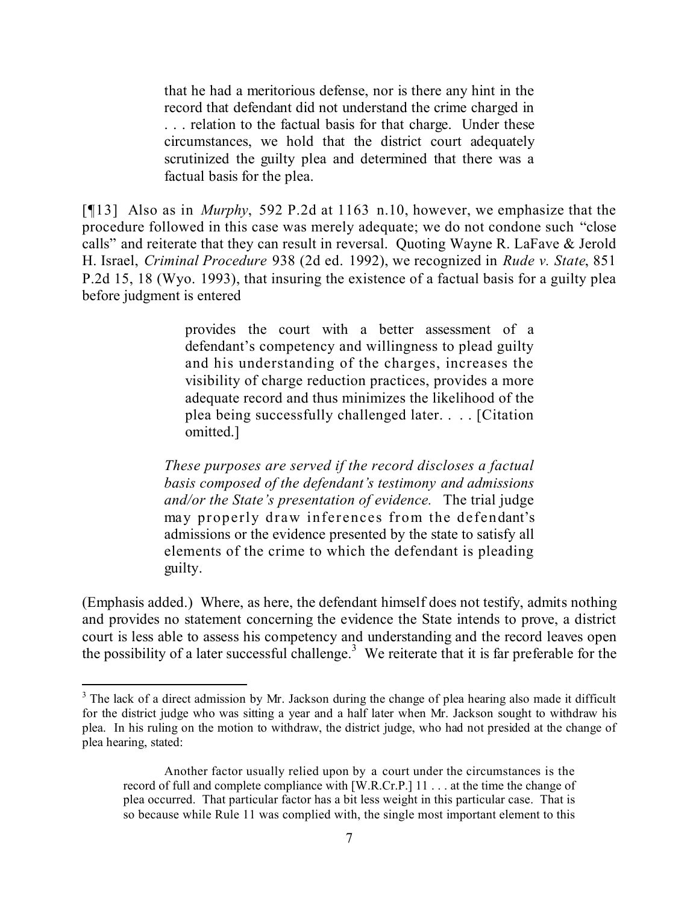> that he had a meritorious defense, nor is there any hint in the record that defendant did not understand the crime charged in . . . relation to the factual basis for that charge. Under these circumstances, we hold that the district court adequately scrutinized the guilty plea and determined that there was a factual basis for the plea.

[¶13] Also as in *Murphy*, 592 P.2d at 1163 n.10, however, we emphasize that the procedure followed in this case was merely adequate; we do not condone such "close calls" and reiterate that they can result in reversal. Quoting Wayne R. LaFave & Jerold H. Israel, *Criminal Procedure* 938 (2d ed. 1992), we recognized in *Rude v. State*, 851 P.2d 15, 18 (Wyo. 1993), that insuring the existence of a factual basis for a guilty plea before judgment is entered

> provides the court with a better assessment of a defendant's competency and willingness to plead guilty and his understanding of the charges, increases the visibility of charge reduction practices, provides a more adequate record and thus minimizes the likelihood of the plea being successfully challenged later. . . . [Citation omitted.]
>
> *These purposes are served if the record discloses a factual basis composed of the defendant's testimony and admissions and/or the State's presentation of evidence.* The trial judge may properly draw inferences from the defendant's admissions or the evidence presented by the state to satisfy all elements of the crime to which the defendant is pleading guilty.

(Emphasis added.) Where, as here, the defendant himself does not testify, admits nothing and provides no statement concerning the evidence the State intends to prove, a district court is less able to assess his competency and understanding and the record leaves open the possibility of a later successful challenge.[3] We reiterate that it is far preferable for the

---

[3] The lack of a direct admission by Mr. Jackson during the change of plea hearing also made it difficult for the district judge who was sitting a year and a half later when Mr. Jackson sought to withdraw his plea. In his ruling on the motion to withdraw, the district judge, who had not presided at the change of plea hearing, stated:

> Another factor usually relied upon by a court under the circumstances is the record of full and complete compliance with [W.R.Cr.P.] 11 . . . at the time the change of plea occurred. That particular factor has a bit less weight in this particular case. That is so because while Rule 11 was complied with, the single most important element to this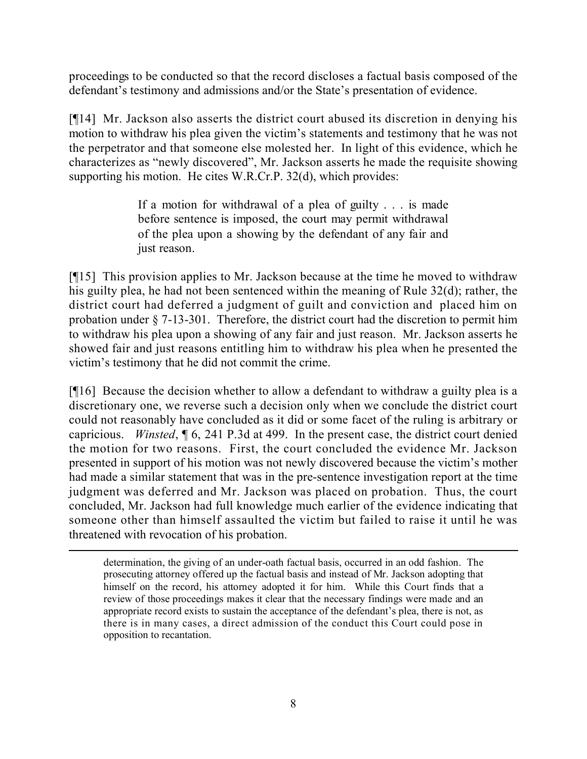proceedings to be conducted so that the record discloses a factual basis composed of the defendant's testimony and admissions and/or the State's presentation of evidence.

[¶14] Mr. Jackson also asserts the district court abused its discretion in denying his motion to withdraw his plea given the victim's statements and testimony that he was not the perpetrator and that someone else molested her. In light of this evidence, which he characterizes as "newly discovered", Mr. Jackson asserts he made the requisite showing supporting his motion. He cites W.R.Cr.P. 32(d), which provides:

> If a motion for withdrawal of a plea of guilty . . . is made before sentence is imposed, the court may permit withdrawal of the plea upon a showing by the defendant of any fair and just reason.

[¶15] This provision applies to Mr. Jackson because at the time he moved to withdraw his guilty plea, he had not been sentenced within the meaning of Rule 32(d); rather, the district court had deferred a judgment of guilt and conviction and placed him on probation under § 7-13-301. Therefore, the district court had the discretion to permit him to withdraw his plea upon a showing of any fair and just reason. Mr. Jackson asserts he showed fair and just reasons entitling him to withdraw his plea when he presented the victim's testimony that he did not commit the crime.

[¶16] Because the decision whether to allow a defendant to withdraw a guilty plea is a discretionary one, we reverse such a decision only when we conclude the district court could not reasonably have concluded as it did or some facet of the ruling is arbitrary or capricious. *Winsted*, ¶ 6, 241 P.3d at 499. In the present case, the district court denied the motion for two reasons. First, the court concluded the evidence Mr. Jackson presented in support of his motion was not newly discovered because the victim's mother had made a similar statement that was in the pre-sentence investigation report at the time judgment was deferred and Mr. Jackson was placed on probation. Thus, the court concluded, Mr. Jackson had full knowledge much earlier of the evidence indicating that someone other than himself assaulted the victim but failed to raise it until he was threatened with revocation of his probation.

---

determination, the giving of an under-oath factual basis, occurred in an odd fashion. The prosecuting attorney offered up the factual basis and instead of Mr. Jackson adopting that himself on the record, his attorney adopted it for him. While this Court finds that a review of those proceedings makes it clear that the necessary findings were made and an appropriate record exists to sustain the acceptance of the defendant's plea, there is not, as there is in many cases, a direct admission of the conduct this Court could pose in opposition to recantation.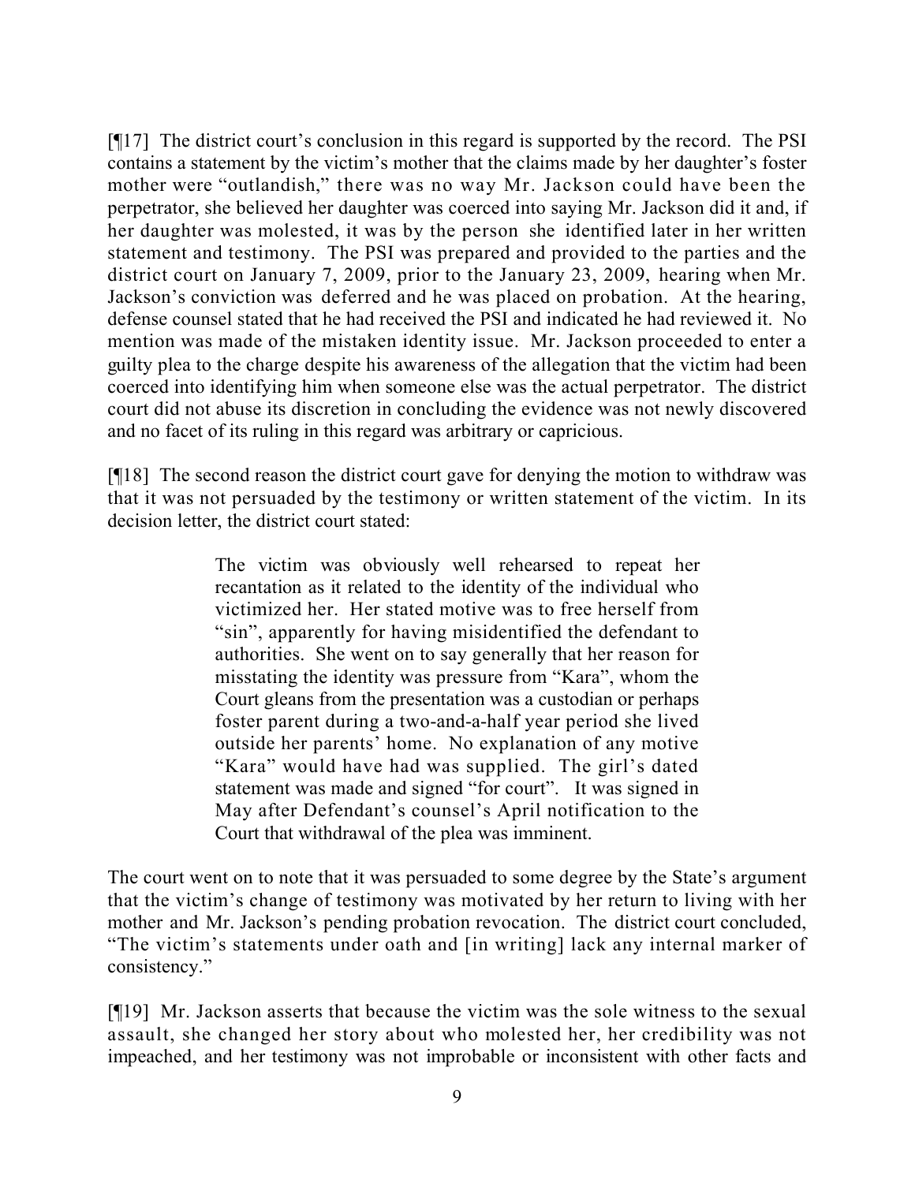[¶17] The district court's conclusion in this regard is supported by the record. The PSI contains a statement by the victim's mother that the claims made by her daughter's foster mother were "outlandish," there was no way Mr. Jackson could have been the perpetrator, she believed her daughter was coerced into saying Mr. Jackson did it and, if her daughter was molested, it was by the person she identified later in her written statement and testimony. The PSI was prepared and provided to the parties and the district court on January 7, 2009, prior to the January 23, 2009, hearing when Mr. Jackson's conviction was deferred and he was placed on probation. At the hearing, defense counsel stated that he had received the PSI and indicated he had reviewed it. No mention was made of the mistaken identity issue. Mr. Jackson proceeded to enter a guilty plea to the charge despite his awareness of the allegation that the victim had been coerced into identifying him when someone else was the actual perpetrator. The district court did not abuse its discretion in concluding the evidence was not newly discovered and no facet of its ruling in this regard was arbitrary or capricious.

[¶18] The second reason the district court gave for denying the motion to withdraw was that it was not persuaded by the testimony or written statement of the victim. In its decision letter, the district court stated:

> The victim was obviously well rehearsed to repeat her recantation as it related to the identity of the individual who victimized her. Her stated motive was to free herself from "sin", apparently for having misidentified the defendant to authorities. She went on to say generally that her reason for misstating the identity was pressure from "Kara", whom the Court gleans from the presentation was a custodian or perhaps foster parent during a two-and-a-half year period she lived outside her parents' home. No explanation of any motive "Kara" would have had was supplied. The girl's dated statement was made and signed "for court". It was signed in May after Defendant's counsel's April notification to the Court that withdrawal of the plea was imminent.

The court went on to note that it was persuaded to some degree by the State's argument that the victim's change of testimony was motivated by her return to living with her mother and Mr. Jackson's pending probation revocation. The district court concluded, "The victim's statements under oath and [in writing] lack any internal marker of consistency."

[¶19] Mr. Jackson asserts that because the victim was the sole witness to the sexual assault, she changed her story about who molested her, her credibility was not impeached, and her testimony was not improbable or inconsistent with other facts and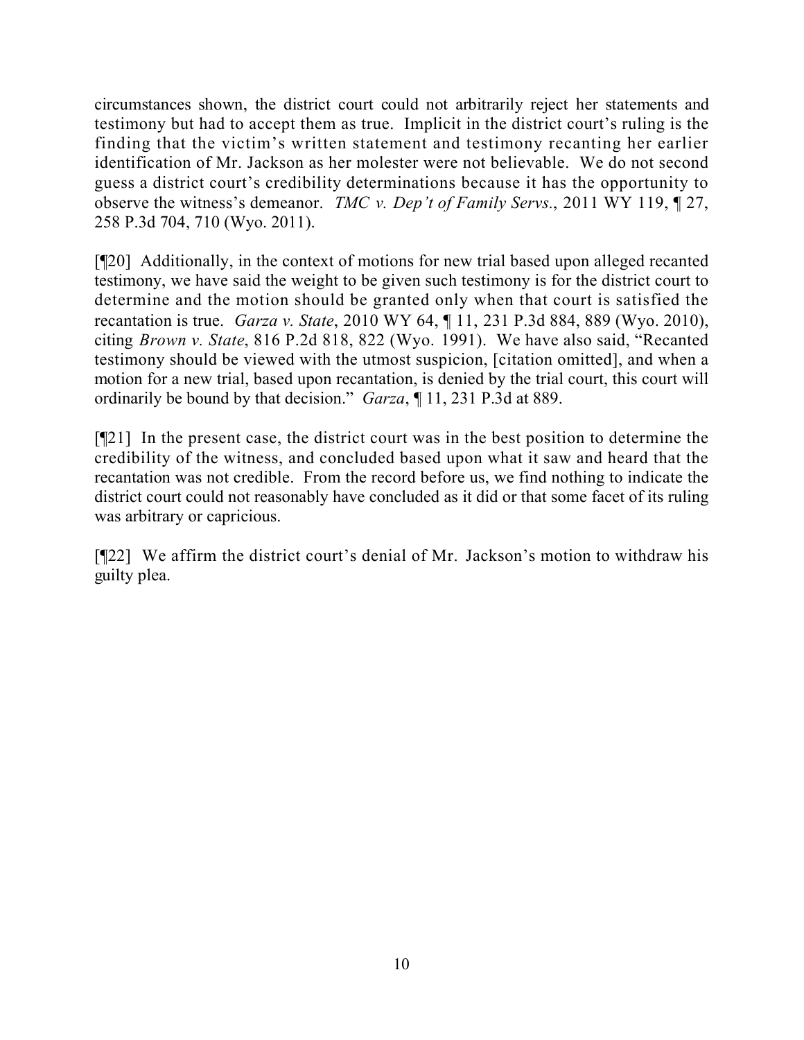circumstances shown, the district court could not arbitrarily reject her statements and testimony but had to accept them as true. Implicit in the district court's ruling is the finding that the victim's written statement and testimony recanting her earlier identification of Mr. Jackson as her molester were not believable. We do not second guess a district court's credibility determinations because it has the opportunity to observe the witness's demeanor. *TMC v. Dep't of Family Servs.*, 2011 WY 119, ¶ 27, 258 P.3d 704, 710 (Wyo. 2011).

[¶20] Additionally, in the context of motions for new trial based upon alleged recanted testimony, we have said the weight to be given such testimony is for the district court to determine and the motion should be granted only when that court is satisfied the recantation is true. *Garza v. State*, 2010 WY 64, ¶ 11, 231 P.3d 884, 889 (Wyo. 2010), citing *Brown v. State*, 816 P.2d 818, 822 (Wyo. 1991). We have also said, "Recanted testimony should be viewed with the utmost suspicion, [citation omitted], and when a motion for a new trial, based upon recantation, is denied by the trial court, this court will ordinarily be bound by that decision." *Garza*, ¶ 11, 231 P.3d at 889.

[¶21] In the present case, the district court was in the best position to determine the credibility of the witness, and concluded based upon what it saw and heard that the recantation was not credible. From the record before us, we find nothing to indicate the district court could not reasonably have concluded as it did or that some facet of its ruling was arbitrary or capricious.

[¶22] We affirm the district court's denial of Mr. Jackson's motion to withdraw his guilty plea.